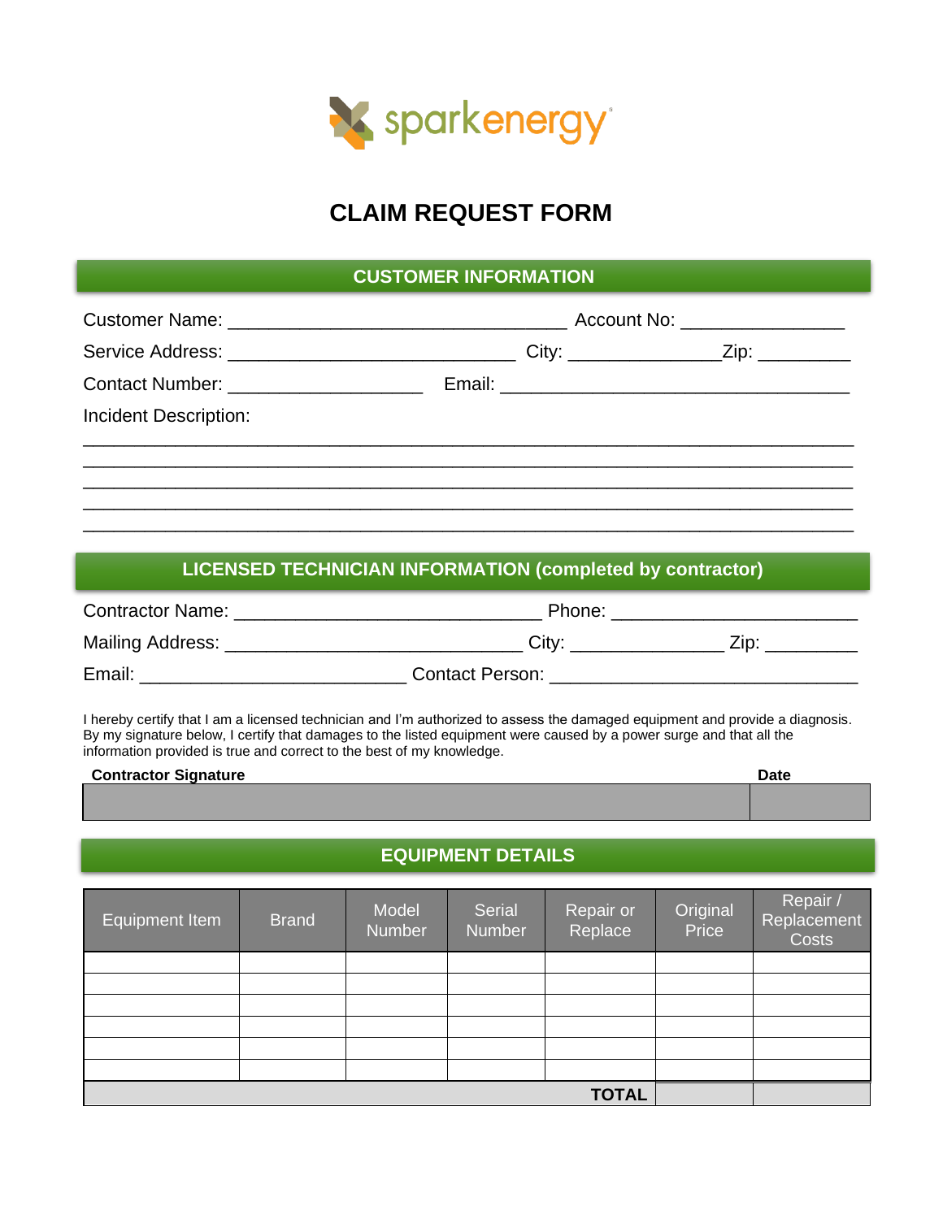sparkenergy

# CLAIM REQUEST FORM

## CUSTOMER INFORMATION

Customer Name: ________________________________ Account No: _______________

Service Address: ___________________________ City: ______________Zip: ________

Contact Number: __________________ Email: _________________________________

Incident Description:

_________________________________________________________________________
_________________________________________________________________________
_________________________________________________________________________
_________________________________________________________________________
_________________________________________________________________________

## LICENSED TECHNICIAN INFORMATION (completed by contractor)

Contractor Name: ____________________________ Phone: _____________________

Mailing Address: ____________________________ City: ______________ Zip: ________

Email: _________________________ Contact Person: _____________________________

I hereby certify that I am a licensed technician and I'm authorized to assess the damaged equipment and provide a diagnosis. By my signature below, I certify that damages to the listed equipment were caused by a power surge and that all the information provided is true and correct to the best of my knowledge.

| Contractor Signature | Date |
| --- | --- |
| | |

## EQUIPMENT DETAILS

| Equipment Item | Brand | Model Number | Serial Number | Repair or Replace | Original Price | Repair / Replacement Costs |
| --- | --- | --- | --- | --- | --- | --- |
| | | | | | | |
| | | | | | | |
| | | | | | | |
| | | | | | | |
| | | | | | | |
| | | | | | | |
| | | | | **TOTAL** | | |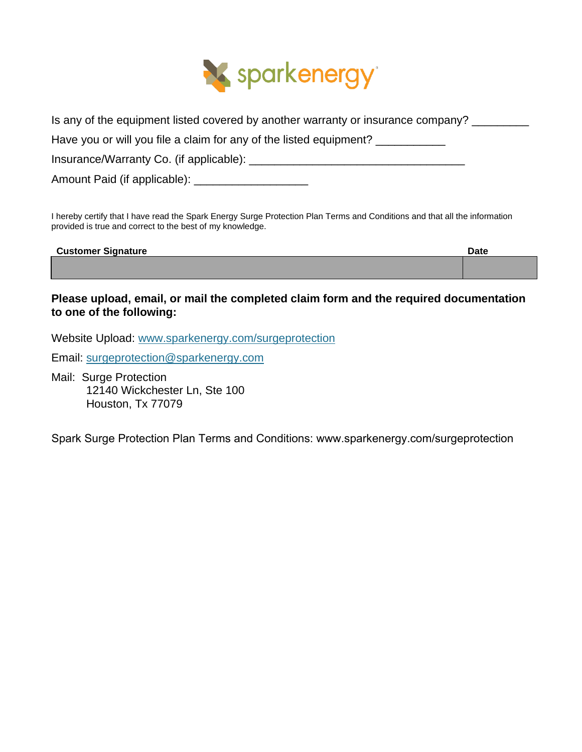sparkenergy

Is any of the equipment listed covered by another warranty or insurance company? _________

Have you or will you file a claim for any of the listed equipment? ___________

Insurance/Warranty Co. (if applicable): ___________________________________

Amount Paid (if applicable): __________________

I hereby certify that I have read the Spark Energy Surge Protection Plan Terms and Conditions and that all the information provided is true and correct to the best of my knowledge.

| Customer Signature | Date |
| --- | --- |
| | |

**Please upload, email, or mail the completed claim form and the required documentation to one of the following:**

Website Upload: www.sparkenergy.com/surgeprotection

Email: surgeprotection@sparkenergy.com

Mail: Surge Protection
12140 Wickchester Ln, Ste 100
Houston, Tx 77079

Spark Surge Protection Plan Terms and Conditions: www.sparkenergy.com/surgeprotection